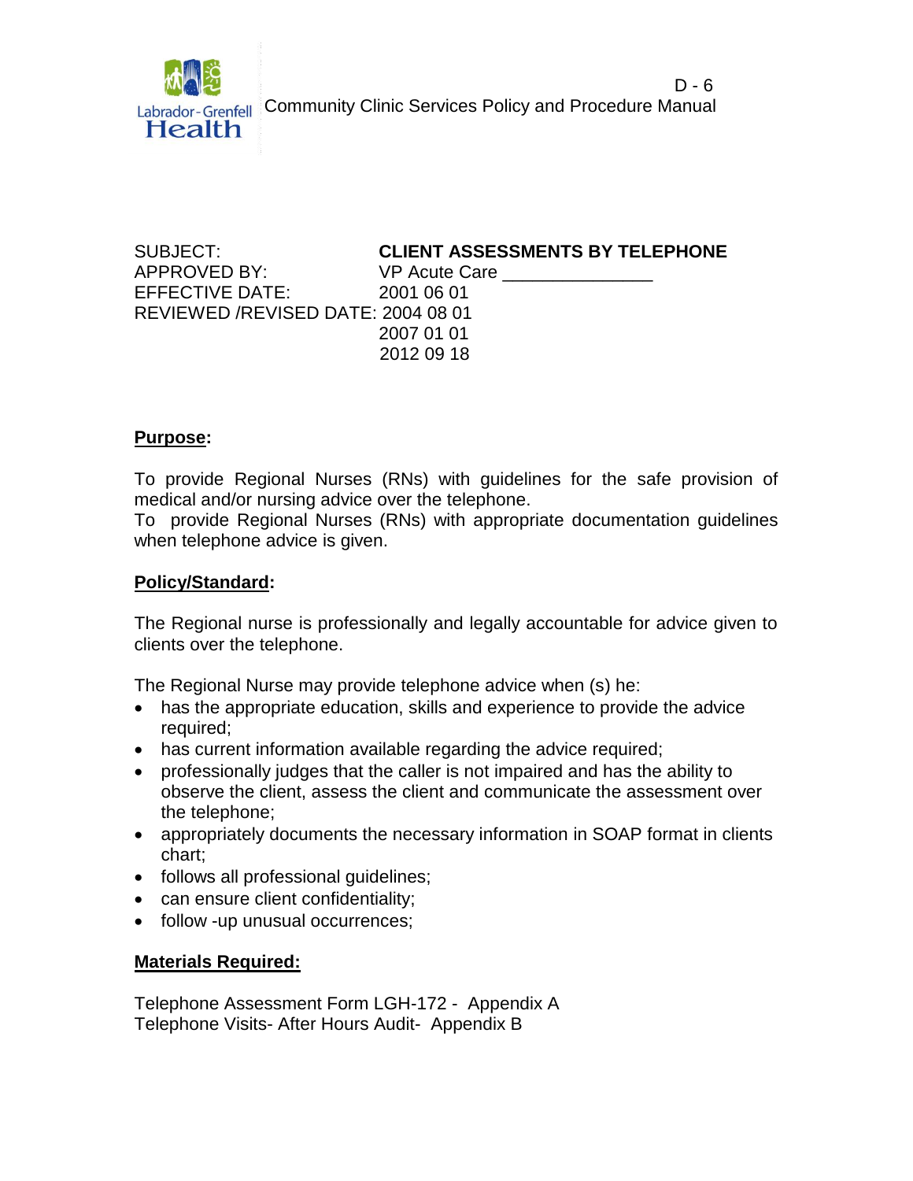D - 6

Community Clinic Services Policy and Procedure Manual

SUBJECT: **CLIENT ASSESSMENTS BY TELEPHONE**
APPROVED BY: VP Acute Care _______________
EFFECTIVE DATE: 2001 06 01
REVIEWED /REVISED DATE: 2004 08 01
2007 01 01
2012 09 18

**Purpose:**

To provide Regional Nurses (RNs) with guidelines for the safe provision of medical and/or nursing advice over the telephone.
To provide Regional Nurses (RNs) with appropriate documentation guidelines when telephone advice is given.

**Policy/Standard:**

The Regional nurse is professionally and legally accountable for advice given to clients over the telephone.

The Regional Nurse may provide telephone advice when (s) he:

- has the appropriate education, skills and experience to provide the advice required;
- has current information available regarding the advice required;
- professionally judges that the caller is not impaired and has the ability to observe the client, assess the client and communicate the assessment over the telephone;
- appropriately documents the necessary information in SOAP format in clients chart;
- follows all professional guidelines;
- can ensure client confidentiality;
- follow -up unusual occurrences;

**Materials Required:**

Telephone Assessment Form LGH-172 - Appendix A
Telephone Visits- After Hours Audit- Appendix B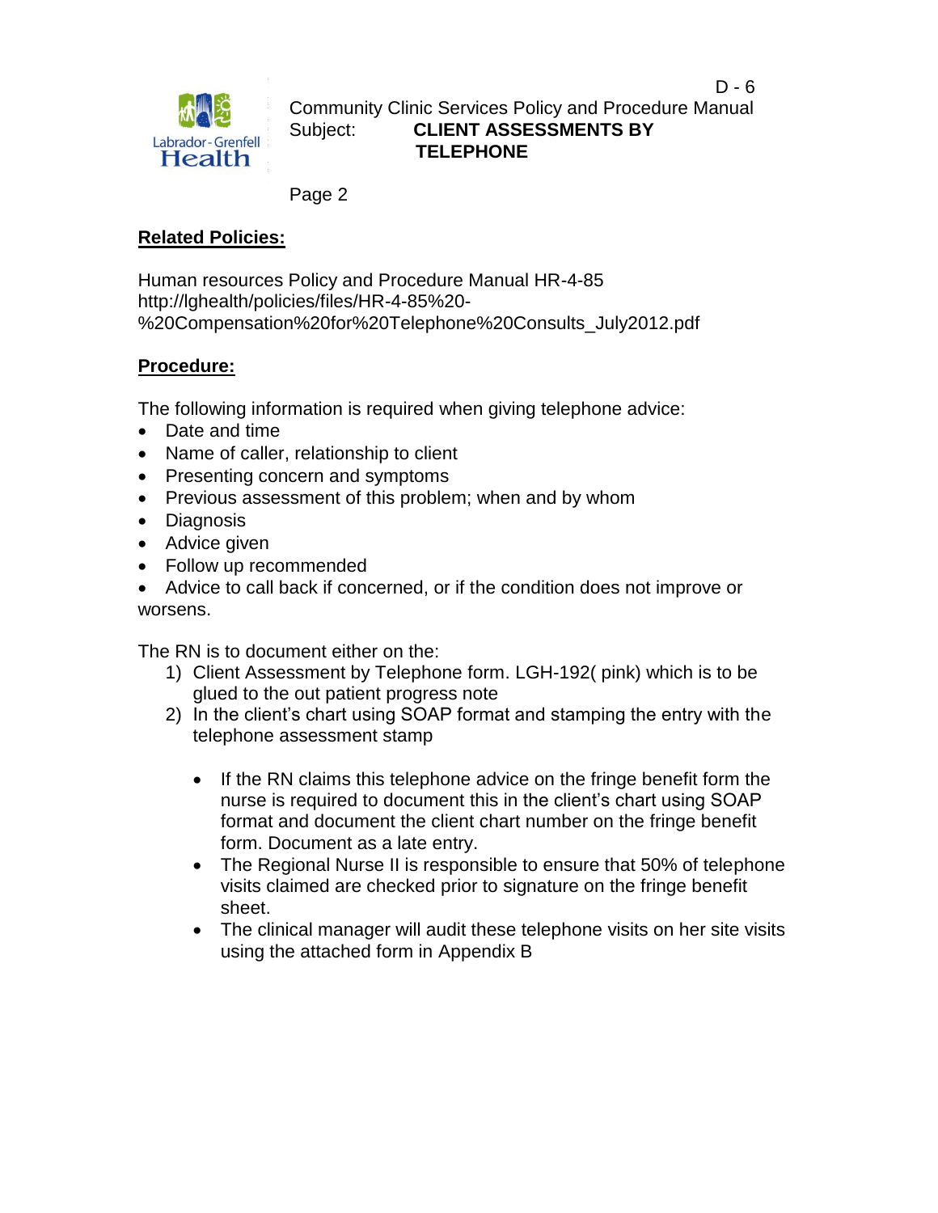**Related Policies:**

Human resources Policy and Procedure Manual HR-4-85
http://lghealth/policies/files/HR-4-85%20-%20Compensation%20for%20Telephone%20Consults_July2012.pdf

**Procedure:**

The following information is required when giving telephone advice:

- Date and time
- Name of caller, relationship to client
- Presenting concern and symptoms
- Previous assessment of this problem; when and by whom
- Diagnosis
- Advice given
- Follow up recommended
- Advice to call back if concerned, or if the condition does not improve or worsens.

The RN is to document either on the:

1) Client Assessment by Telephone form. LGH-192( pink) which is to be glued to the out patient progress note
2) In the client's chart using SOAP format and stamping the entry with the telephone assessment stamp

    - If the RN claims this telephone advice on the fringe benefit form the nurse is required to document this in the client's chart using SOAP format and document the client chart number on the fringe benefit form. Document as a late entry.
    - The Regional Nurse II is responsible to ensure that 50% of telephone visits claimed are checked prior to signature on the fringe benefit sheet.
    - The clinical manager will audit these telephone visits on her site visits using the attached form in Appendix B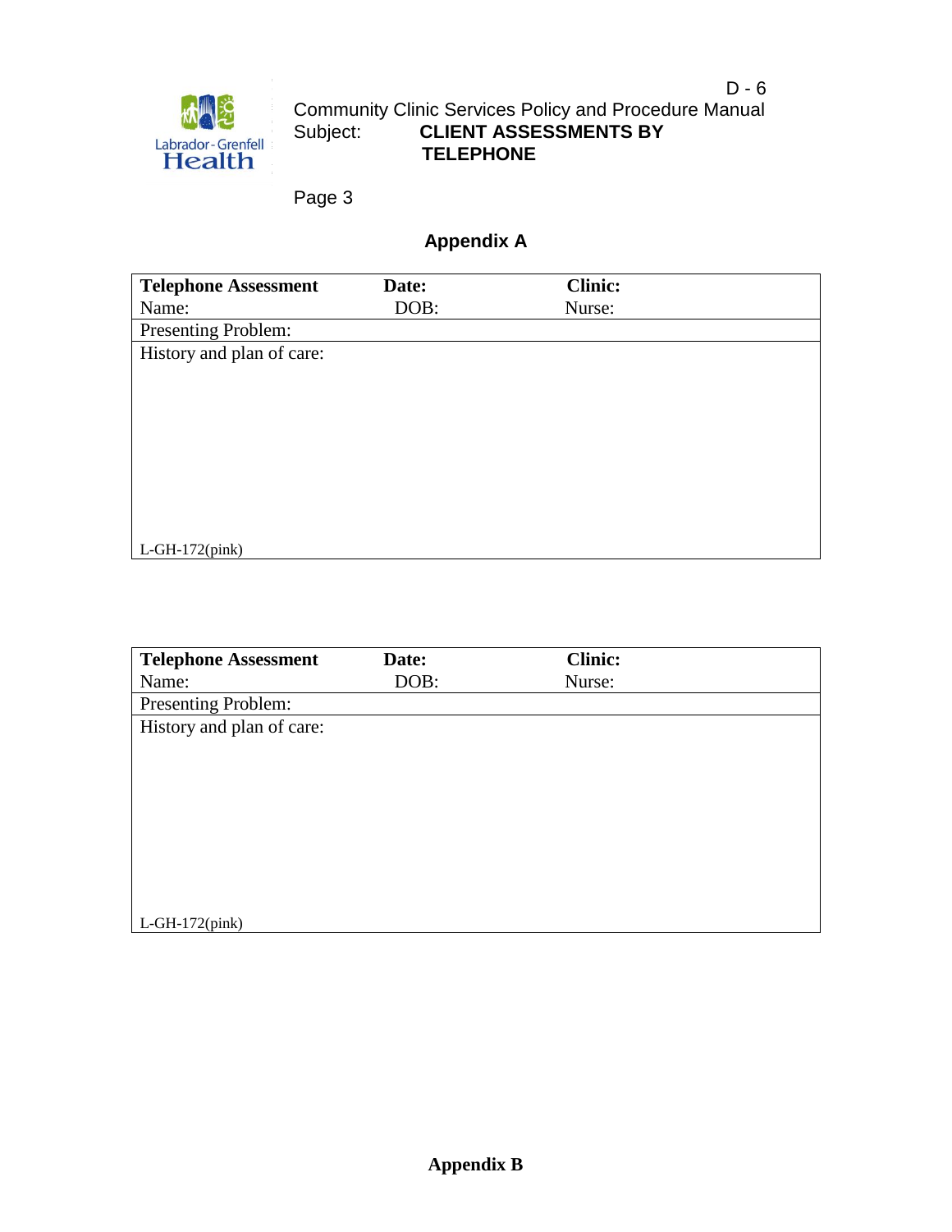## Appendix A

| **Telephone Assessment** | **Date:** | **Clinic:** |
| --- | --- | --- |
| Name: | DOB: | Nurse: |
| Presenting Problem: | | |
| History and plan of care: | | |
| L-GH-172(pink) | | |

| **Telephone Assessment** | **Date:** | **Clinic:** |
| --- | --- | --- |
| Name: | DOB: | Nurse: |
| Presenting Problem: | | |
| History and plan of care: | | |
| L-GH-172(pink) | | |

## Appendix B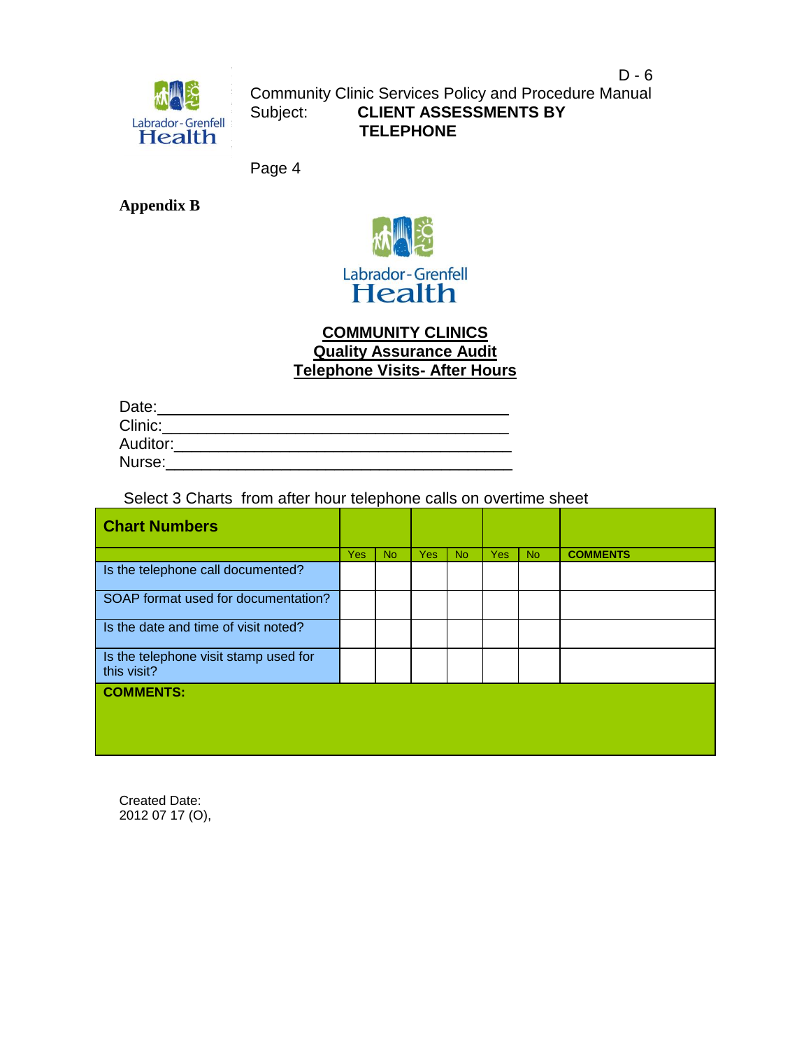**Appendix B**

Labrador-Grenfell Health

## COMMUNITY CLINICS
## Quality Assurance Audit
## Telephone Visits- After Hours

Date:\_\_\_\_\_\_\_\_\_\_\_\_\_\_\_\_\_\_\_\_\_\_\_\_\_\_\_\_\_\_\_\_\_\_\_\_\_\_

Clinic:\_\_\_\_\_\_\_\_\_\_\_\_\_\_\_\_\_\_\_\_\_\_\_\_\_\_\_\_\_\_\_\_\_\_\_\_\_\_

Auditor:\_\_\_\_\_\_\_\_\_\_\_\_\_\_\_\_\_\_\_\_\_\_\_\_\_\_\_\_\_\_\_\_\_\_\_\_\_\_

Nurse:\_\_\_\_\_\_\_\_\_\_\_\_\_\_\_\_\_\_\_\_\_\_\_\_\_\_\_\_\_\_\_\_\_\_\_\_\_\_

Select 3 Charts from after hour telephone calls on overtime sheet

| **Chart Numbers** | | | | | | | |
|---|---|---|---|---|---|---|---|
| | Yes | No | Yes | No | Yes | No | **COMMENTS** |
| Is the telephone call documented? | | | | | | | |
| SOAP format used for documentation? | | | | | | | |
| Is the date and time of visit noted? | | | | | | | |
| Is the telephone visit stamp used for this visit? | | | | | | | |
| **COMMENTS:** | | | | | | | |

Created Date:
2012 07 17 (O),